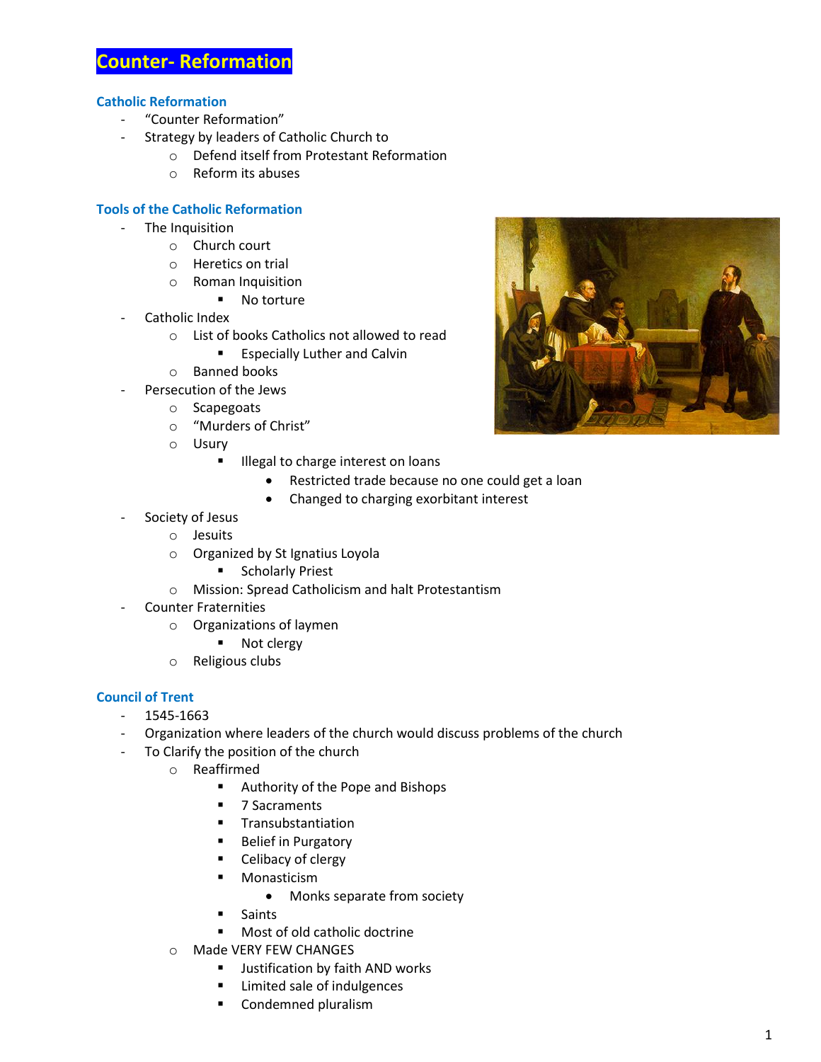# Counter- Reformation

## Catholic Reformation

- "Counter Reformation"
- Strategy by leaders of Catholic Church to
  - Defend itself from Protestant Reformation
  - Reform its abuses

## Tools of the Catholic Reformation

- The Inquisition
  - Church court
  - Heretics on trial
  - Roman Inquisition
    - No torture
- Catholic Index
  - List of books Catholics not allowed to read
    - Especially Luther and Calvin
  - Banned books
- Persecution of the Jews
  - Scapegoats
  - "Murders of Christ"
  - Usury
    - Illegal to charge interest on loans
      - Restricted trade because no one could get a loan
      - Changed to charging exorbitant interest
- Society of Jesus
  - Jesuits
  - Organized by St Ignatius Loyola
    - Scholarly Priest
  - Mission: Spread Catholicism and halt Protestantism
- Counter Fraternities
  - Organizations of laymen
    - Not clergy
  - Religious clubs

## Council of Trent

- 1545-1663
- Organization where leaders of the church would discuss problems of the church
- To Clarify the position of the church
  - Reaffirmed
    - Authority of the Pope and Bishops
    - 7 Sacraments
    - Transubstantiation
    - Belief in Purgatory
    - Celibacy of clergy
    - Monasticism
      - Monks separate from society
    - Saints
    - Most of old catholic doctrine
  - Made VERY FEW CHANGES
    - Justification by faith AND works
    - Limited sale of indulgences
    - Condemned pluralism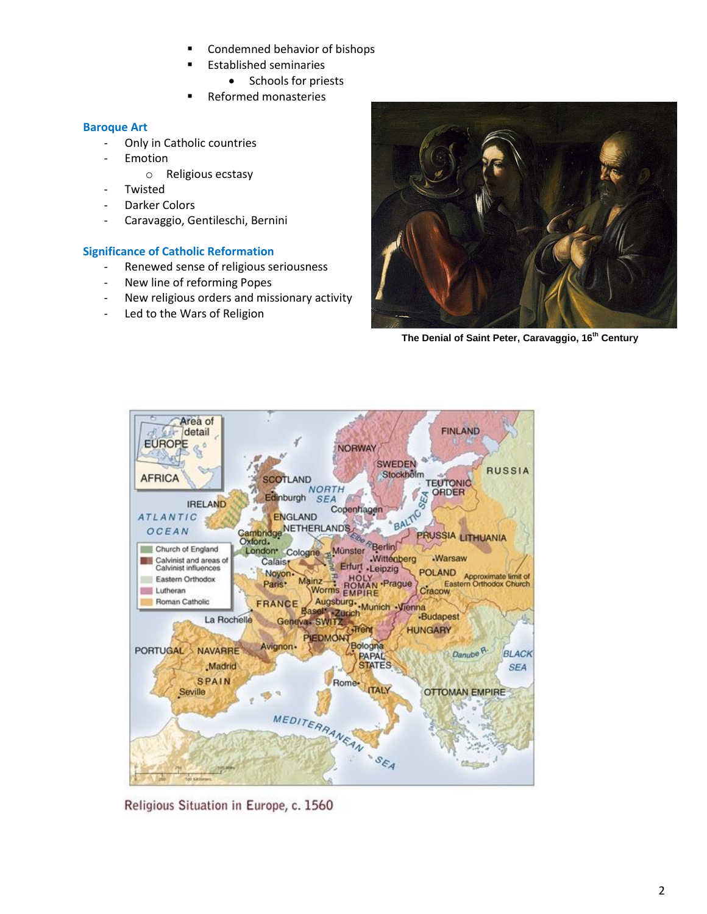- Condemned behavior of bishops
- Established seminaries
  - Schools for priests
- Reformed monasteries

### Baroque Art

- Only in Catholic countries
- Emotion
  - Religious ecstasy
- Twisted
- Darker Colors
- Caravaggio, Gentileschi, Bernini

### Significance of Catholic Reformation

- Renewed sense of religious seriousness
- New line of reforming Popes
- New religious orders and missionary activity
- Led to the Wars of Religion

The Denial of Saint Peter, Caravaggio, 16th Century

Religious Situation in Europe, c. 1560